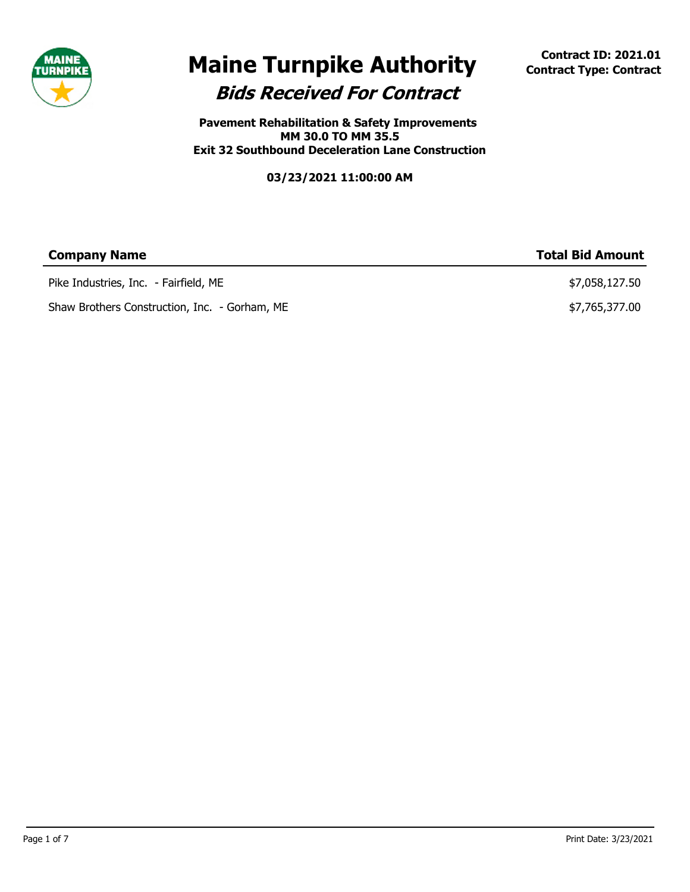# Maine Turnpike Authority

**Contract ID: 2021.01**
**Contract Type: Contract**

## *Bids Received For Contract*

**Pavement Rehabilitation & Safety Improvements**
**MM 30.0 TO MM 35.5**
**Exit 32 Southbound Deceleration Lane Construction**

**03/23/2021 11:00:00 AM**

| Company Name | Total Bid Amount |
|---|---|
| Pike Industries, Inc. - Fairfield, ME | $7,058,127.50 |
| Shaw Brothers Construction, Inc. - Gorham, ME | $7,765,377.00 |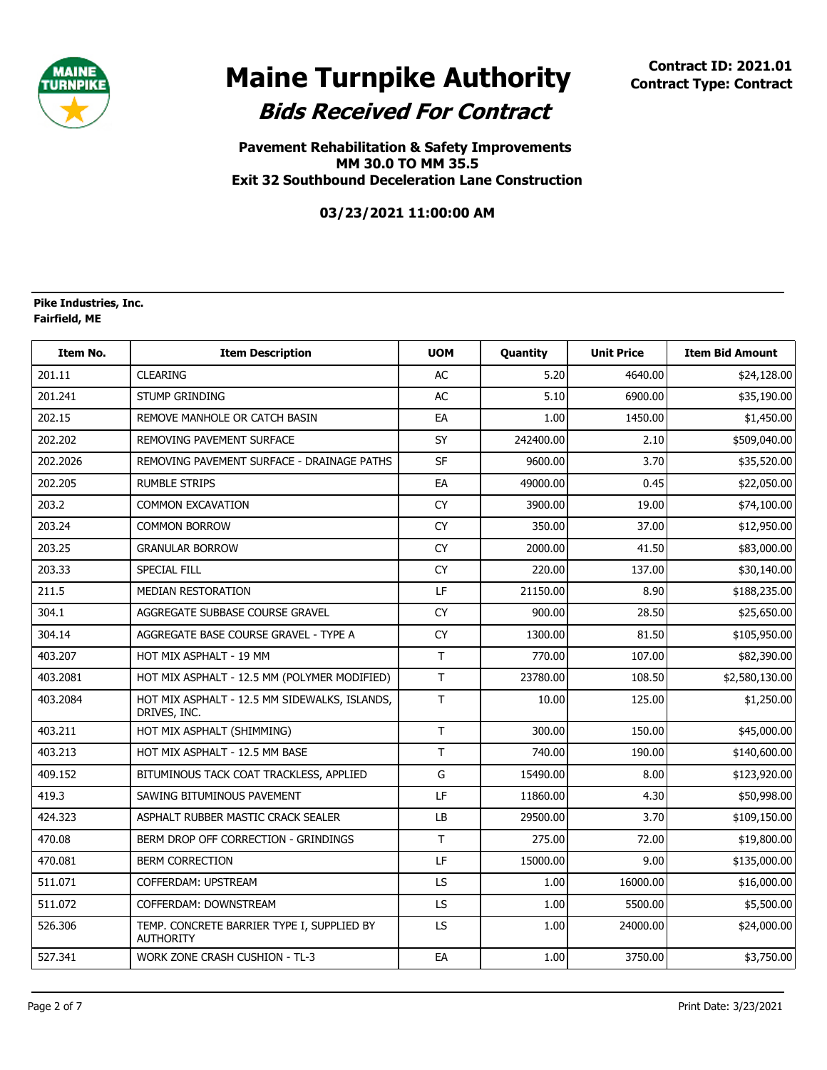# Maine Turnpike Authority

## *Bids Received For Contract*

**Contract ID: 2021.01**
**Contract Type: Contract**

**Pavement Rehabilitation & Safety Improvements**
**MM 30.0 TO MM 35.5**
**Exit 32 Southbound Deceleration Lane Construction**

**03/23/2021 11:00:00 AM**

**Pike Industries, Inc.**
**Fairfield, ME**

| Item No. | Item Description | UOM | Quantity | Unit Price | Item Bid Amount |
|---|---|---|---|---|---|
| 201.11 | CLEARING | AC | 5.20 | 4640.00 | $24,128.00 |
| 201.241 | STUMP GRINDING | AC | 5.10 | 6900.00 | $35,190.00 |
| 202.15 | REMOVE MANHOLE OR CATCH BASIN | EA | 1.00 | 1450.00 | $1,450.00 |
| 202.202 | REMOVING PAVEMENT SURFACE | SY | 242400.00 | 2.10 | $509,040.00 |
| 202.2026 | REMOVING PAVEMENT SURFACE - DRAINAGE PATHS | SF | 9600.00 | 3.70 | $35,520.00 |
| 202.205 | RUMBLE STRIPS | EA | 49000.00 | 0.45 | $22,050.00 |
| 203.2 | COMMON EXCAVATION | CY | 3900.00 | 19.00 | $74,100.00 |
| 203.24 | COMMON BORROW | CY | 350.00 | 37.00 | $12,950.00 |
| 203.25 | GRANULAR BORROW | CY | 2000.00 | 41.50 | $83,000.00 |
| 203.33 | SPECIAL FILL | CY | 220.00 | 137.00 | $30,140.00 |
| 211.5 | MEDIAN RESTORATION | LF | 21150.00 | 8.90 | $188,235.00 |
| 304.1 | AGGREGATE SUBBASE COURSE GRAVEL | CY | 900.00 | 28.50 | $25,650.00 |
| 304.14 | AGGREGATE BASE COURSE GRAVEL - TYPE A | CY | 1300.00 | 81.50 | $105,950.00 |
| 403.207 | HOT MIX ASPHALT - 19 MM | T | 770.00 | 107.00 | $82,390.00 |
| 403.2081 | HOT MIX ASPHALT - 12.5 MM (POLYMER MODIFIED) | T | 23780.00 | 108.50 | $2,580,130.00 |
| 403.2084 | HOT MIX ASPHALT - 12.5 MM SIDEWALKS, ISLANDS, DRIVES, INC. | T | 10.00 | 125.00 | $1,250.00 |
| 403.211 | HOT MIX ASPHALT (SHIMMING) | T | 300.00 | 150.00 | $45,000.00 |
| 403.213 | HOT MIX ASPHALT - 12.5 MM BASE | T | 740.00 | 190.00 | $140,600.00 |
| 409.152 | BITUMINOUS TACK COAT TRACKLESS, APPLIED | G | 15490.00 | 8.00 | $123,920.00 |
| 419.3 | SAWING BITUMINOUS PAVEMENT | LF | 11860.00 | 4.30 | $50,998.00 |
| 424.323 | ASPHALT RUBBER MASTIC CRACK SEALER | LB | 29500.00 | 3.70 | $109,150.00 |
| 470.08 | BERM DROP OFF CORRECTION - GRINDINGS | T | 275.00 | 72.00 | $19,800.00 |
| 470.081 | BERM CORRECTION | LF | 15000.00 | 9.00 | $135,000.00 |
| 511.071 | COFFERDAM: UPSTREAM | LS | 1.00 | 16000.00 | $16,000.00 |
| 511.072 | COFFERDAM: DOWNSTREAM | LS | 1.00 | 5500.00 | $5,500.00 |
| 526.306 | TEMP. CONCRETE BARRIER TYPE I, SUPPLIED BY AUTHORITY | LS | 1.00 | 24000.00 | $24,000.00 |
| 527.341 | WORK ZONE CRASH CUSHION - TL-3 | EA | 1.00 | 3750.00 | $3,750.00 |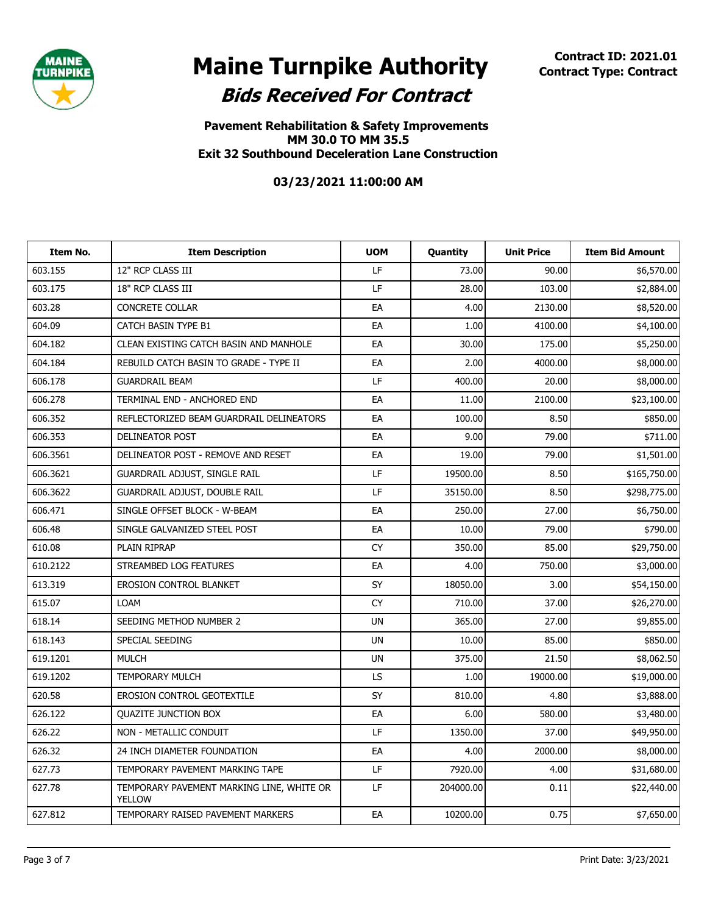# Maine Turnpike Authority

## *Bids Received For Contract*

**Contract ID: 2021.01**
**Contract Type: Contract**

### Pavement Rehabilitation & Safety Improvements MM 30.0 TO MM 35.5 Exit 32 Southbound Deceleration Lane Construction

**03/23/2021 11:00:00 AM**

| Item No. | Item Description | UOM | Quantity | Unit Price | Item Bid Amount |
|---|---|---|---|---|---|
| 603.155 | 12" RCP CLASS III | LF | 73.00 | 90.00 | $6,570.00 |
| 603.175 | 18" RCP CLASS III | LF | 28.00 | 103.00 | $2,884.00 |
| 603.28 | CONCRETE COLLAR | EA | 4.00 | 2130.00 | $8,520.00 |
| 604.09 | CATCH BASIN TYPE B1 | EA | 1.00 | 4100.00 | $4,100.00 |
| 604.182 | CLEAN EXISTING CATCH BASIN AND MANHOLE | EA | 30.00 | 175.00 | $5,250.00 |
| 604.184 | REBUILD CATCH BASIN TO GRADE - TYPE II | EA | 2.00 | 4000.00 | $8,000.00 |
| 606.178 | GUARDRAIL BEAM | LF | 400.00 | 20.00 | $8,000.00 |
| 606.278 | TERMINAL END - ANCHORED END | EA | 11.00 | 2100.00 | $23,100.00 |
| 606.352 | REFLECTORIZED BEAM GUARDRAIL DELINEATORS | EA | 100.00 | 8.50 | $850.00 |
| 606.353 | DELINEATOR POST | EA | 9.00 | 79.00 | $711.00 |
| 606.3561 | DELINEATOR POST - REMOVE AND RESET | EA | 19.00 | 79.00 | $1,501.00 |
| 606.3621 | GUARDRAIL ADJUST, SINGLE RAIL | LF | 19500.00 | 8.50 | $165,750.00 |
| 606.3622 | GUARDRAIL ADJUST, DOUBLE RAIL | LF | 35150.00 | 8.50 | $298,775.00 |
| 606.471 | SINGLE OFFSET BLOCK - W-BEAM | EA | 250.00 | 27.00 | $6,750.00 |
| 606.48 | SINGLE GALVANIZED STEEL POST | EA | 10.00 | 79.00 | $790.00 |
| 610.08 | PLAIN RIPRAP | CY | 350.00 | 85.00 | $29,750.00 |
| 610.2122 | STREAMBED LOG FEATURES | EA | 4.00 | 750.00 | $3,000.00 |
| 613.319 | EROSION CONTROL BLANKET | SY | 18050.00 | 3.00 | $54,150.00 |
| 615.07 | LOAM | CY | 710.00 | 37.00 | $26,270.00 |
| 618.14 | SEEDING METHOD NUMBER 2 | UN | 365.00 | 27.00 | $9,855.00 |
| 618.143 | SPECIAL SEEDING | UN | 10.00 | 85.00 | $850.00 |
| 619.1201 | MULCH | UN | 375.00 | 21.50 | $8,062.50 |
| 619.1202 | TEMPORARY MULCH | LS | 1.00 | 19000.00 | $19,000.00 |
| 620.58 | EROSION CONTROL GEOTEXTILE | SY | 810.00 | 4.80 | $3,888.00 |
| 626.122 | QUAZITE JUNCTION BOX | EA | 6.00 | 580.00 | $3,480.00 |
| 626.22 | NON - METALLIC CONDUIT | LF | 1350.00 | 37.00 | $49,950.00 |
| 626.32 | 24 INCH DIAMETER FOUNDATION | EA | 4.00 | 2000.00 | $8,000.00 |
| 627.73 | TEMPORARY PAVEMENT MARKING TAPE | LF | 7920.00 | 4.00 | $31,680.00 |
| 627.78 | TEMPORARY PAVEMENT MARKING LINE, WHITE OR YELLOW | LF | 204000.00 | 0.11 | $22,440.00 |
| 627.812 | TEMPORARY RAISED PAVEMENT MARKERS | EA | 10200.00 | 0.75 | $7,650.00 |

Print Date: 3/23/2021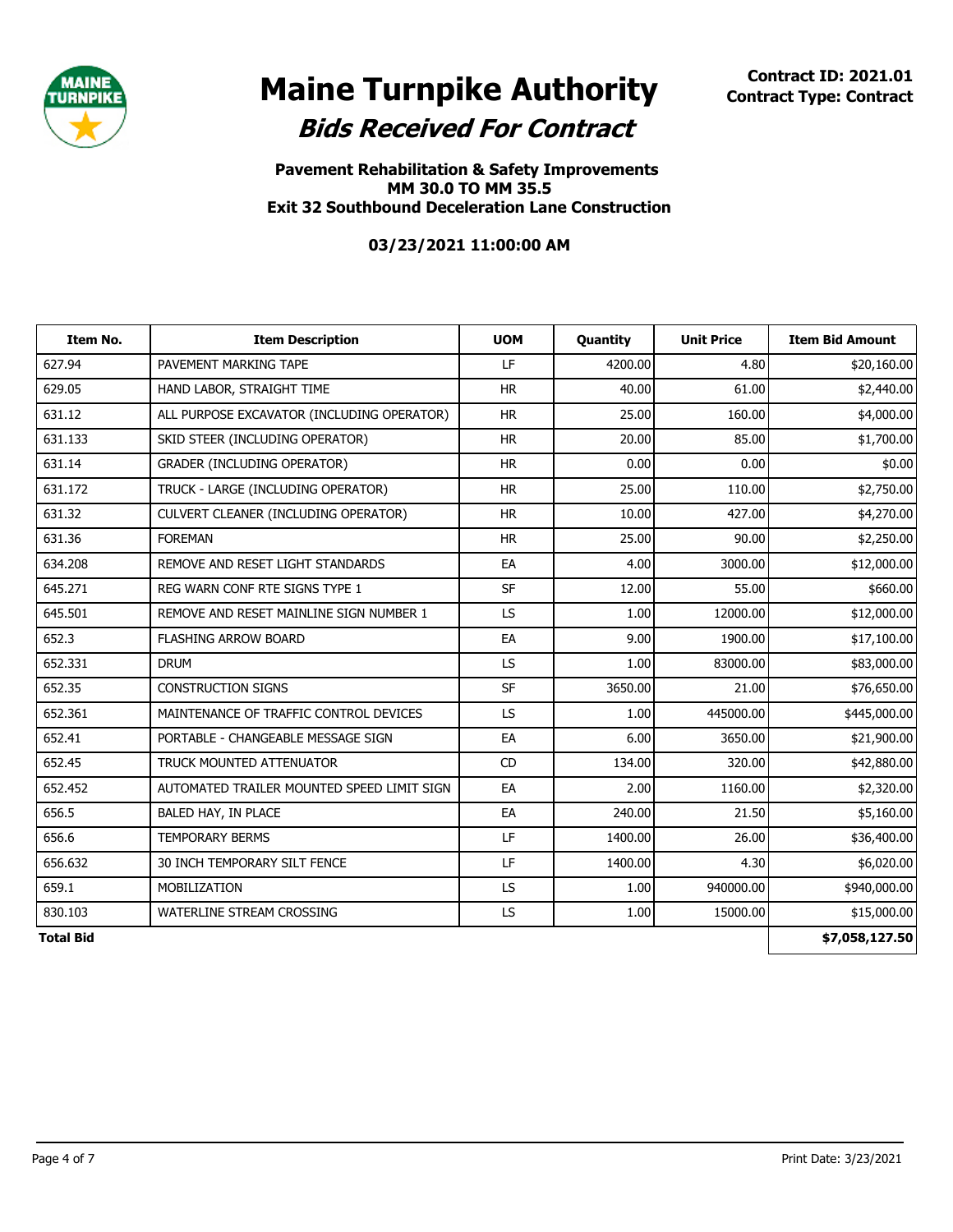# Maine Turnpike Authority

## *Bids Received For Contract*

**Contract ID: 2021.01**
**Contract Type: Contract**

**Pavement Rehabilitation & Safety Improvements**
**MM 30.0 TO MM 35.5**
**Exit 32 Southbound Deceleration Lane Construction**

**03/23/2021 11:00:00 AM**

| Item No. | Item Description | UOM | Quantity | Unit Price | Item Bid Amount |
|---|---|---|---|---|---|
| 627.94 | PAVEMENT MARKING TAPE | LF | 4200.00 | 4.80 | $20,160.00 |
| 629.05 | HAND LABOR, STRAIGHT TIME | HR | 40.00 | 61.00 | $2,440.00 |
| 631.12 | ALL PURPOSE EXCAVATOR (INCLUDING OPERATOR) | HR | 25.00 | 160.00 | $4,000.00 |
| 631.133 | SKID STEER (INCLUDING OPERATOR) | HR | 20.00 | 85.00 | $1,700.00 |
| 631.14 | GRADER (INCLUDING OPERATOR) | HR | 0.00 | 0.00 | $0.00 |
| 631.172 | TRUCK - LARGE (INCLUDING OPERATOR) | HR | 25.00 | 110.00 | $2,750.00 |
| 631.32 | CULVERT CLEANER (INCLUDING OPERATOR) | HR | 10.00 | 427.00 | $4,270.00 |
| 631.36 | FOREMAN | HR | 25.00 | 90.00 | $2,250.00 |
| 634.208 | REMOVE AND RESET LIGHT STANDARDS | EA | 4.00 | 3000.00 | $12,000.00 |
| 645.271 | REG WARN CONF RTE SIGNS TYPE 1 | SF | 12.00 | 55.00 | $660.00 |
| 645.501 | REMOVE AND RESET MAINLINE SIGN NUMBER 1 | LS | 1.00 | 12000.00 | $12,000.00 |
| 652.3 | FLASHING ARROW BOARD | EA | 9.00 | 1900.00 | $17,100.00 |
| 652.331 | DRUM | LS | 1.00 | 83000.00 | $83,000.00 |
| 652.35 | CONSTRUCTION SIGNS | SF | 3650.00 | 21.00 | $76,650.00 |
| 652.361 | MAINTENANCE OF TRAFFIC CONTROL DEVICES | LS | 1.00 | 445000.00 | $445,000.00 |
| 652.41 | PORTABLE - CHANGEABLE MESSAGE SIGN | EA | 6.00 | 3650.00 | $21,900.00 |
| 652.45 | TRUCK MOUNTED ATTENUATOR | CD | 134.00 | 320.00 | $42,880.00 |
| 652.452 | AUTOMATED TRAILER MOUNTED SPEED LIMIT SIGN | EA | 2.00 | 1160.00 | $2,320.00 |
| 656.5 | BALED HAY, IN PLACE | EA | 240.00 | 21.50 | $5,160.00 |
| 656.6 | TEMPORARY BERMS | LF | 1400.00 | 26.00 | $36,400.00 |
| 656.632 | 30 INCH TEMPORARY SILT FENCE | LF | 1400.00 | 4.30 | $6,020.00 |
| 659.1 | MOBILIZATION | LS | 1.00 | 940000.00 | $940,000.00 |
| 830.103 | WATERLINE STREAM CROSSING | LS | 1.00 | 15000.00 | $15,000.00 |
| **Total Bid** | | | | | **$7,058,127.50** |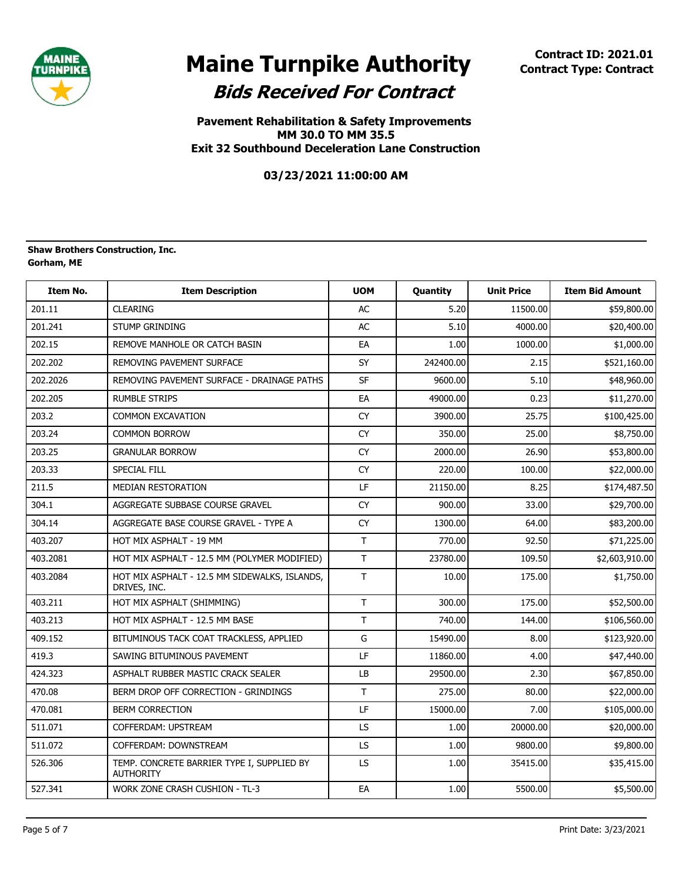# Maine Turnpike Authority

## Bids Received For Contract

**Contract ID: 2021.01**
**Contract Type: Contract**

### Pavement Rehabilitation & Safety Improvements
### MM 30.0 TO MM 35.5
### Exit 32 Southbound Deceleration Lane Construction

**03/23/2021 11:00:00 AM**

**Shaw Brothers Construction, Inc.**
**Gorham, ME**

| Item No. | Item Description | UOM | Quantity | Unit Price | Item Bid Amount |
|---|---|---|---|---|---|
| 201.11 | CLEARING | AC | 5.20 | 11500.00 | $59,800.00 |
| 201.241 | STUMP GRINDING | AC | 5.10 | 4000.00 | $20,400.00 |
| 202.15 | REMOVE MANHOLE OR CATCH BASIN | EA | 1.00 | 1000.00 | $1,000.00 |
| 202.202 | REMOVING PAVEMENT SURFACE | SY | 242400.00 | 2.15 | $521,160.00 |
| 202.2026 | REMOVING PAVEMENT SURFACE - DRAINAGE PATHS | SF | 9600.00 | 5.10 | $48,960.00 |
| 202.205 | RUMBLE STRIPS | EA | 49000.00 | 0.23 | $11,270.00 |
| 203.2 | COMMON EXCAVATION | CY | 3900.00 | 25.75 | $100,425.00 |
| 203.24 | COMMON BORROW | CY | 350.00 | 25.00 | $8,750.00 |
| 203.25 | GRANULAR BORROW | CY | 2000.00 | 26.90 | $53,800.00 |
| 203.33 | SPECIAL FILL | CY | 220.00 | 100.00 | $22,000.00 |
| 211.5 | MEDIAN RESTORATION | LF | 21150.00 | 8.25 | $174,487.50 |
| 304.1 | AGGREGATE SUBBASE COURSE GRAVEL | CY | 900.00 | 33.00 | $29,700.00 |
| 304.14 | AGGREGATE BASE COURSE GRAVEL - TYPE A | CY | 1300.00 | 64.00 | $83,200.00 |
| 403.207 | HOT MIX ASPHALT - 19 MM | T | 770.00 | 92.50 | $71,225.00 |
| 403.2081 | HOT MIX ASPHALT - 12.5 MM (POLYMER MODIFIED) | T | 23780.00 | 109.50 | $2,603,910.00 |
| 403.2084 | HOT MIX ASPHALT - 12.5 MM SIDEWALKS, ISLANDS, DRIVES, INC. | T | 10.00 | 175.00 | $1,750.00 |
| 403.211 | HOT MIX ASPHALT (SHIMMING) | T | 300.00 | 175.00 | $52,500.00 |
| 403.213 | HOT MIX ASPHALT - 12.5 MM BASE | T | 740.00 | 144.00 | $106,560.00 |
| 409.152 | BITUMINOUS TACK COAT TRACKLESS, APPLIED | G | 15490.00 | 8.00 | $123,920.00 |
| 419.3 | SAWING BITUMINOUS PAVEMENT | LF | 11860.00 | 4.00 | $47,440.00 |
| 424.323 | ASPHALT RUBBER MASTIC CRACK SEALER | LB | 29500.00 | 2.30 | $67,850.00 |
| 470.08 | BERM DROP OFF CORRECTION - GRINDINGS | T | 275.00 | 80.00 | $22,000.00 |
| 470.081 | BERM CORRECTION | LF | 15000.00 | 7.00 | $105,000.00 |
| 511.071 | COFFERDAM: UPSTREAM | LS | 1.00 | 20000.00 | $20,000.00 |
| 511.072 | COFFERDAM: DOWNSTREAM | LS | 1.00 | 9800.00 | $9,800.00 |
| 526.306 | TEMP. CONCRETE BARRIER TYPE I, SUPPLIED BY AUTHORITY | LS | 1.00 | 35415.00 | $35,415.00 |
| 527.341 | WORK ZONE CRASH CUSHION - TL-3 | EA | 1.00 | 5500.00 | $5,500.00 |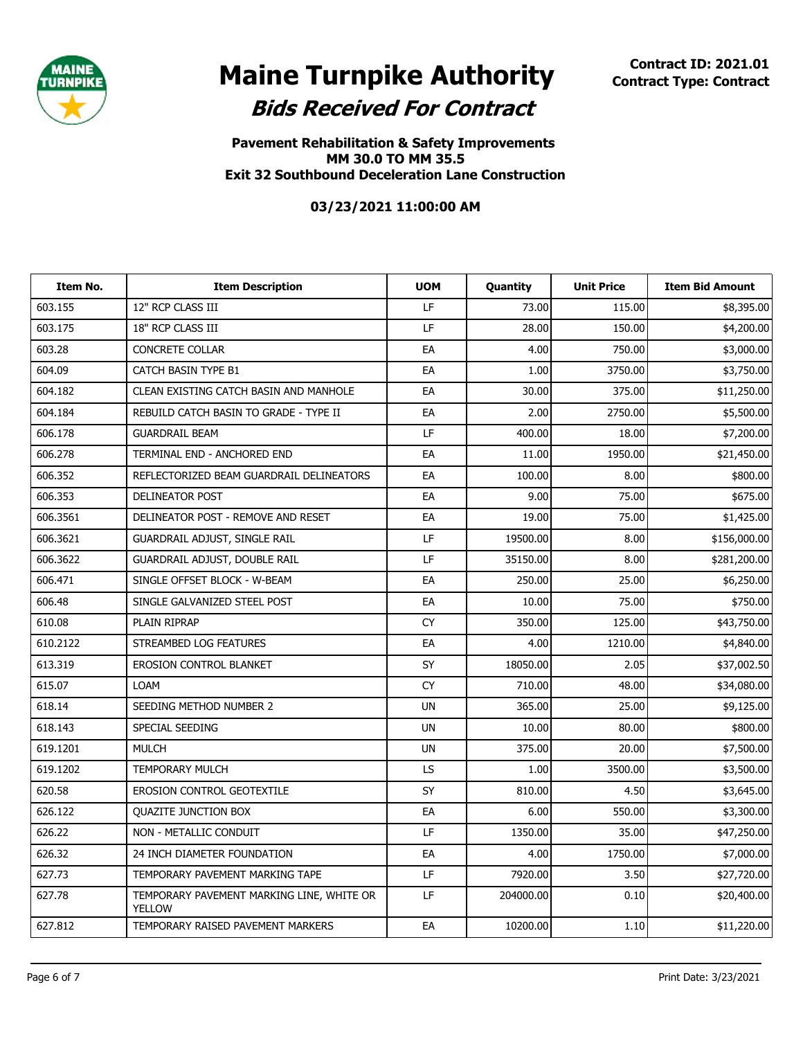# Maine Turnpike Authority

## *Bids Received For Contract*

**Contract ID: 2021.01**
**Contract Type: Contract**

### Pavement Rehabilitation & Safety Improvements
### MM 30.0 TO MM 35.5
### Exit 32 Southbound Deceleration Lane Construction

**03/23/2021 11:00:00 AM**

| Item No. | Item Description | UOM | Quantity | Unit Price | Item Bid Amount |
|---|---|---|---|---|---|
| 603.155 | 12" RCP CLASS III | LF | 73.00 | 115.00 | $8,395.00 |
| 603.175 | 18" RCP CLASS III | LF | 28.00 | 150.00 | $4,200.00 |
| 603.28 | CONCRETE COLLAR | EA | 4.00 | 750.00 | $3,000.00 |
| 604.09 | CATCH BASIN TYPE B1 | EA | 1.00 | 3750.00 | $3,750.00 |
| 604.182 | CLEAN EXISTING CATCH BASIN AND MANHOLE | EA | 30.00 | 375.00 | $11,250.00 |
| 604.184 | REBUILD CATCH BASIN TO GRADE - TYPE II | EA | 2.00 | 2750.00 | $5,500.00 |
| 606.178 | GUARDRAIL BEAM | LF | 400.00 | 18.00 | $7,200.00 |
| 606.278 | TERMINAL END - ANCHORED END | EA | 11.00 | 1950.00 | $21,450.00 |
| 606.352 | REFLECTORIZED BEAM GUARDRAIL DELINEATORS | EA | 100.00 | 8.00 | $800.00 |
| 606.353 | DELINEATOR POST | EA | 9.00 | 75.00 | $675.00 |
| 606.3561 | DELINEATOR POST - REMOVE AND RESET | EA | 19.00 | 75.00 | $1,425.00 |
| 606.3621 | GUARDRAIL ADJUST, SINGLE RAIL | LF | 19500.00 | 8.00 | $156,000.00 |
| 606.3622 | GUARDRAIL ADJUST, DOUBLE RAIL | LF | 35150.00 | 8.00 | $281,200.00 |
| 606.471 | SINGLE OFFSET BLOCK - W-BEAM | EA | 250.00 | 25.00 | $6,250.00 |
| 606.48 | SINGLE GALVANIZED STEEL POST | EA | 10.00 | 75.00 | $750.00 |
| 610.08 | PLAIN RIPRAP | CY | 350.00 | 125.00 | $43,750.00 |
| 610.2122 | STREAMBED LOG FEATURES | EA | 4.00 | 1210.00 | $4,840.00 |
| 613.319 | EROSION CONTROL BLANKET | SY | 18050.00 | 2.05 | $37,002.50 |
| 615.07 | LOAM | CY | 710.00 | 48.00 | $34,080.00 |
| 618.14 | SEEDING METHOD NUMBER 2 | UN | 365.00 | 25.00 | $9,125.00 |
| 618.143 | SPECIAL SEEDING | UN | 10.00 | 80.00 | $800.00 |
| 619.1201 | MULCH | UN | 375.00 | 20.00 | $7,500.00 |
| 619.1202 | TEMPORARY MULCH | LS | 1.00 | 3500.00 | $3,500.00 |
| 620.58 | EROSION CONTROL GEOTEXTILE | SY | 810.00 | 4.50 | $3,645.00 |
| 626.122 | QUAZITE JUNCTION BOX | EA | 6.00 | 550.00 | $3,300.00 |
| 626.22 | NON - METALLIC CONDUIT | LF | 1350.00 | 35.00 | $47,250.00 |
| 626.32 | 24 INCH DIAMETER FOUNDATION | EA | 4.00 | 1750.00 | $7,000.00 |
| 627.73 | TEMPORARY PAVEMENT MARKING TAPE | LF | 7920.00 | 3.50 | $27,720.00 |
| 627.78 | TEMPORARY PAVEMENT MARKING LINE, WHITE OR YELLOW | LF | 204000.00 | 0.10 | $20,400.00 |
| 627.812 | TEMPORARY RAISED PAVEMENT MARKERS | EA | 10200.00 | 1.10 | $11,220.00 |

Print Date: 3/23/2021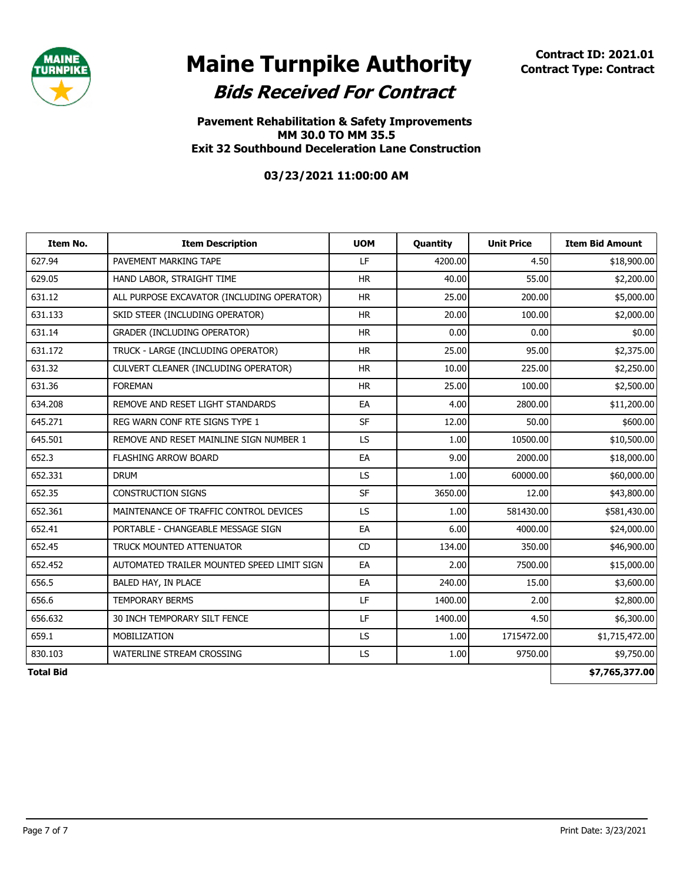# Maine Turnpike Authority

## Bids Received For Contract

**Contract ID: 2021.01**
**Contract Type: Contract**

### Pavement Rehabilitation & Safety Improvements
### MM 30.0 TO MM 35.5
### Exit 32 Southbound Deceleration Lane Construction

**03/23/2021 11:00:00 AM**

| Item No. | Item Description | UOM | Quantity | Unit Price | Item Bid Amount |
|---|---|---|---|---|---|
| 627.94 | PAVEMENT MARKING TAPE | LF | 4200.00 | 4.50 | $18,900.00 |
| 629.05 | HAND LABOR, STRAIGHT TIME | HR | 40.00 | 55.00 | $2,200.00 |
| 631.12 | ALL PURPOSE EXCAVATOR (INCLUDING OPERATOR) | HR | 25.00 | 200.00 | $5,000.00 |
| 631.133 | SKID STEER (INCLUDING OPERATOR) | HR | 20.00 | 100.00 | $2,000.00 |
| 631.14 | GRADER (INCLUDING OPERATOR) | HR | 0.00 | 0.00 | $0.00 |
| 631.172 | TRUCK - LARGE (INCLUDING OPERATOR) | HR | 25.00 | 95.00 | $2,375.00 |
| 631.32 | CULVERT CLEANER (INCLUDING OPERATOR) | HR | 10.00 | 225.00 | $2,250.00 |
| 631.36 | FOREMAN | HR | 25.00 | 100.00 | $2,500.00 |
| 634.208 | REMOVE AND RESET LIGHT STANDARDS | EA | 4.00 | 2800.00 | $11,200.00 |
| 645.271 | REG WARN CONF RTE SIGNS TYPE 1 | SF | 12.00 | 50.00 | $600.00 |
| 645.501 | REMOVE AND RESET MAINLINE SIGN NUMBER 1 | LS | 1.00 | 10500.00 | $10,500.00 |
| 652.3 | FLASHING ARROW BOARD | EA | 9.00 | 2000.00 | $18,000.00 |
| 652.331 | DRUM | LS | 1.00 | 60000.00 | $60,000.00 |
| 652.35 | CONSTRUCTION SIGNS | SF | 3650.00 | 12.00 | $43,800.00 |
| 652.361 | MAINTENANCE OF TRAFFIC CONTROL DEVICES | LS | 1.00 | 581430.00 | $581,430.00 |
| 652.41 | PORTABLE - CHANGEABLE MESSAGE SIGN | EA | 6.00 | 4000.00 | $24,000.00 |
| 652.45 | TRUCK MOUNTED ATTENUATOR | CD | 134.00 | 350.00 | $46,900.00 |
| 652.452 | AUTOMATED TRAILER MOUNTED SPEED LIMIT SIGN | EA | 2.00 | 7500.00 | $15,000.00 |
| 656.5 | BALED HAY, IN PLACE | EA | 240.00 | 15.00 | $3,600.00 |
| 656.6 | TEMPORARY BERMS | LF | 1400.00 | 2.00 | $2,800.00 |
| 656.632 | 30 INCH TEMPORARY SILT FENCE | LF | 1400.00 | 4.50 | $6,300.00 |
| 659.1 | MOBILIZATION | LS | 1.00 | 1715472.00 | $1,715,472.00 |
| 830.103 | WATERLINE STREAM CROSSING | LS | 1.00 | 9750.00 | $9,750.00 |
| **Total Bid** | | | | | **$7,765,377.00** |

Print Date: 3/23/2021